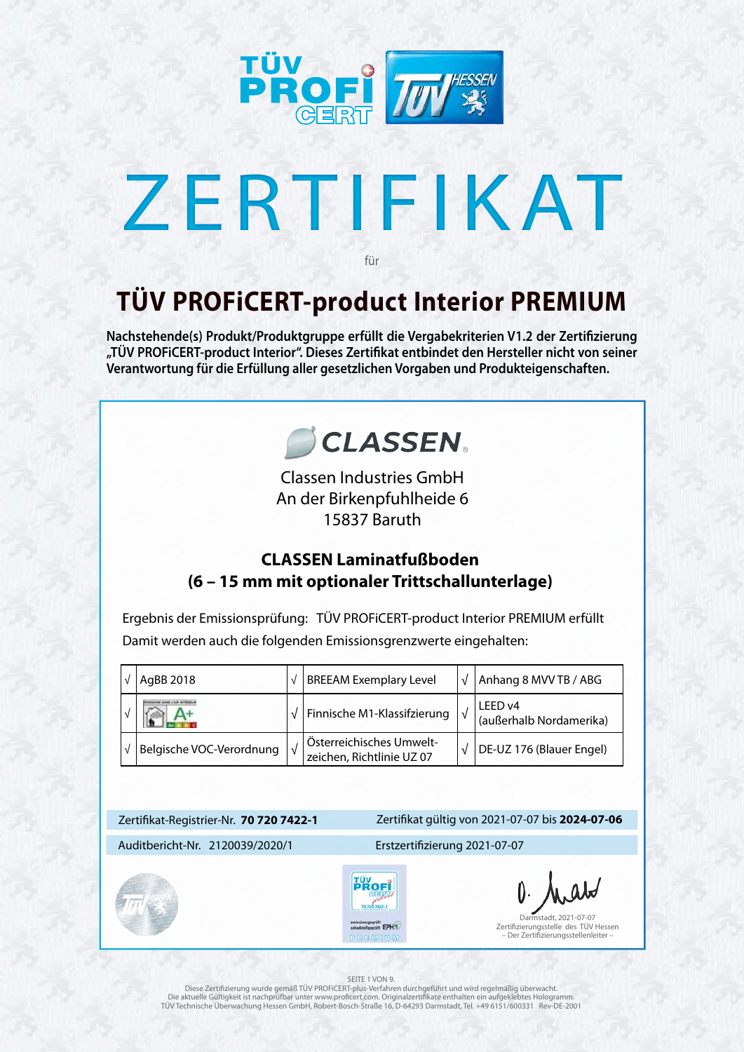# ZERTIFIKAT

für

## TÜV PROFiCERT-product Interior PREMIUM

**Nachstehende(s) Produkt/Produktgruppe erfüllt die Vergabekriterien V1.2 der Zertifizierung „TÜV PROFiCERT-product Interior". Dieses Zertifikat entbindet den Hersteller nicht von seiner Verantwortung für die Erfüllung aller gesetzlichen Vorgaben und Produkteigenschaften.**

CLASSEN

Classen Industries GmbH
An der Birkenpfuhlheide 6
15837 Baruth

**CLASSEN Laminatfußboden**
**(6 – 15 mm mit optionaler Trittschallunterlage)**

Ergebnis der Emissionsprüfung: TÜV PROFiCERT-product Interior PREMIUM erfüllt
Damit werden auch die folgenden Emissionsgrenzwerte eingehalten:

| √ | AgBB 2018 | √ | BREEAM Exemplary Level | √ | Anhang 8 MVV TB / ABG |
|---|---|---|---|---|---|
| √ | Émissions dans l'air intérieur A+ | √ | Finnische M1-Klassifizierung | √ | LEED v4 (außerhalb Nordamerika) |
| √ | Belgische VOC-Verordnung | √ | Österreichisches Umweltzeichen, Richtlinie UZ 07 | √ | DE-UZ 176 (Blauer Engel) |

Zertifikat-Registrier-Nr. **70 720 7422-1** — Zertifikat gültig von 2021-07-07 bis **2024-07-06**

Auditbericht-Nr. 2120039/2020/1 — Erstzertifizierung 2021-07-07

Darmstadt, 2021-07-07
Zertifizierungsstelle des TÜV Hessen
– Der Zertifizierungsstellenleiter –

SEITE 1 VON 9.
Diese Zertifizierung wurde gemäß TÜV PROFiCERT-plus-Verfahren durchgeführt und wird regelmäßig überwacht.
Die aktuelle Gültigkeit ist nachprüfbar unter www.proficert.com. Originalzertifikate enthalten ein aufgeklebtes Hologramm.
TÜV Technische Überwachung Hessen GmbH, Robert-Bosch-Straße 16, D-64293 Darmstadt, Tel. +49 6151/600331 Rev-DE-2001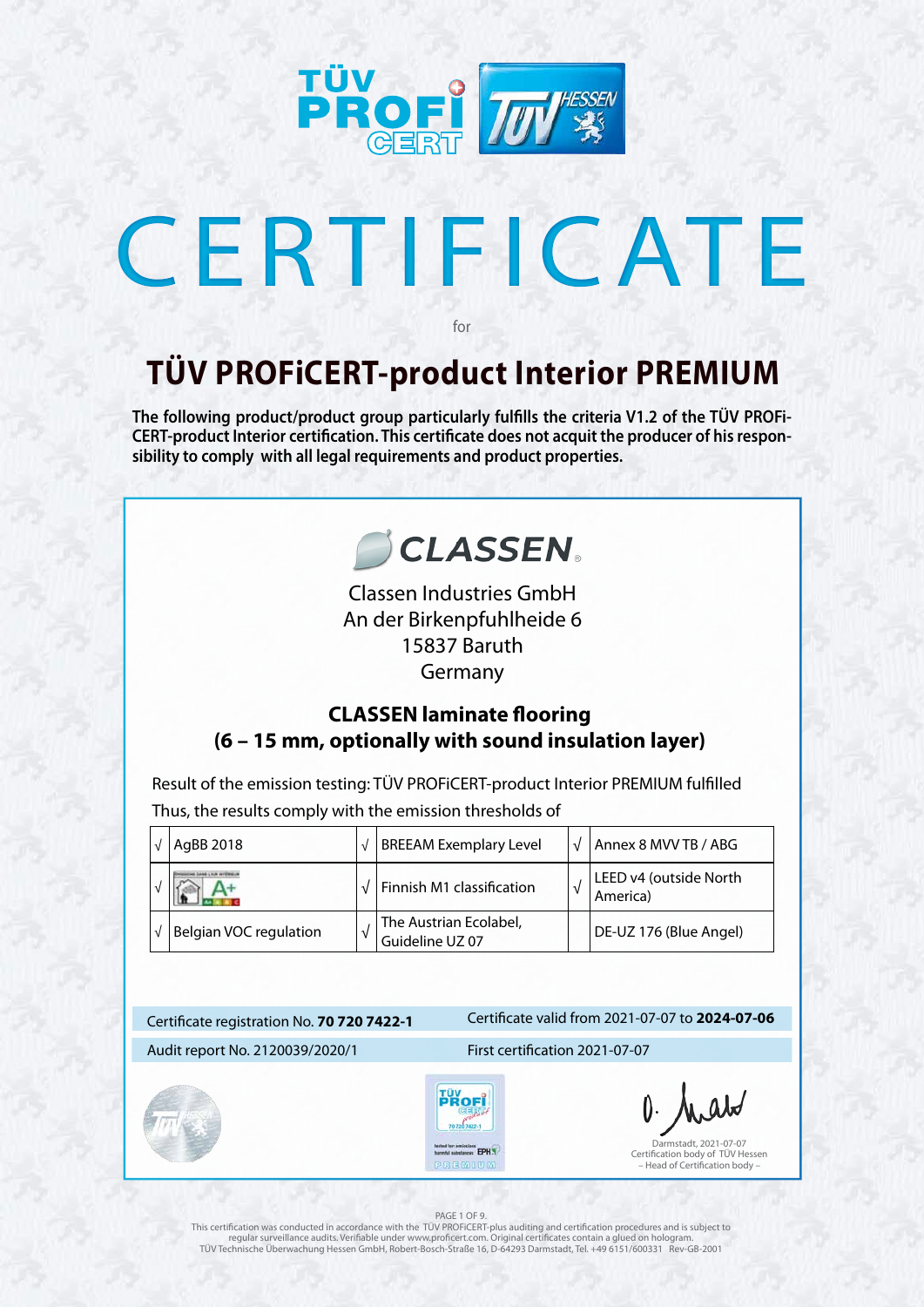# CERTIFICATE

for

## TÜV PROFiCERT-product Interior PREMIUM

**The following product/product group particularly fulfills the criteria V1.2 of the TÜV PROFi-CERT-product Interior certification. This certificate does not acquit the producer of his responsibility to comply with all legal requirements and product properties.**

CLASSEN

Classen Industries GmbH
An der Birkenpfuhlheide 6
15837 Baruth
Germany

**CLASSEN laminate flooring**
**(6 – 15 mm, optionally with sound insulation layer)**

Result of the emission testing: TÜV PROFiCERT-product Interior PREMIUM fulfilled

Thus, the results comply with the emission thresholds of

| | | | | | |
|---|---|---|---|---|---|
| √ | AgBB 2018 | √ | BREEAM Exemplary Level | √ | Annex 8 MVV TB / ABG |
| √ | A+ | √ | Finnish M1 classification | √ | LEED v4 (outside North America) |
| √ | Belgian VOC regulation | √ | The Austrian Ecolabel, Guideline UZ 07 | | DE-UZ 176 (Blue Angel) |

Certificate registration No. **70 720 7422-1** — Certificate valid from 2021-07-07 to **2024-07-06**

Audit report No. 2120039/2020/1 — First certification 2021-07-07

Darmstadt, 2021-07-07
Certification body of TÜV Hessen
– Head of Certification body –

This certification was conducted in accordance with the TÜV PROFiCERT-plus auditing and certification procedures and is subject to regular surveillance audits. Verifiable under www.proficert.com. Original certificates contain a glued on hologram.
TÜV Technische Überwachung Hessen GmbH, Robert-Bosch-Straße 16, D-64293 Darmstadt, Tel. +49 6151/600331 Rev-GB-2001